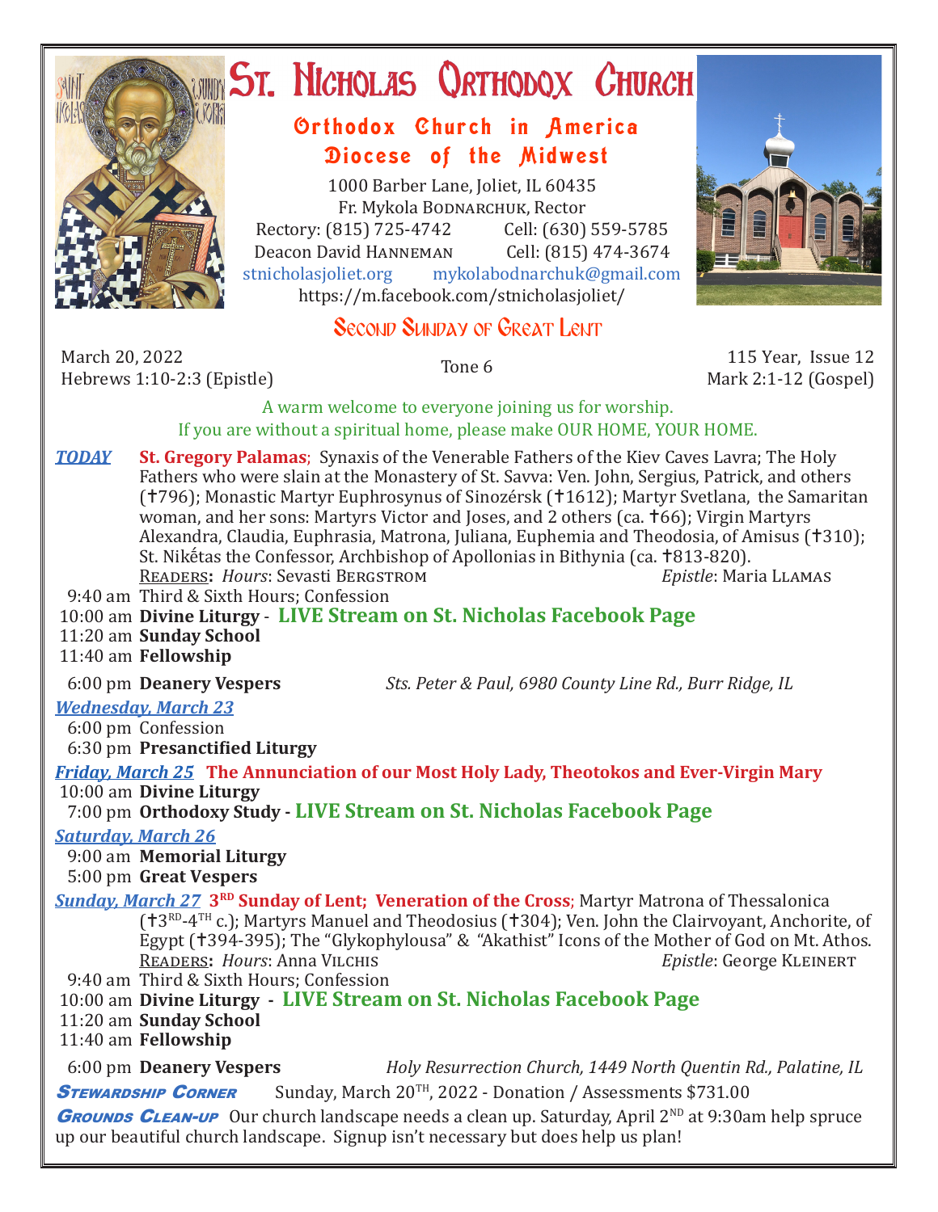# St. Nicholas Orthodox Church

## Orthodox Church in America
## Diocese of the Midwest

1000 Barber Lane, Joliet, IL 60435
Fr. Mykola Bodnarchuk, Rector
Rectory: (815) 725-4742 Cell: (630) 559-5785
Deacon David Hanneman Cell: (815) 474-3674
stnicholasjoliet.org mykolabodnarchuk@gmail.com
https://m.facebook.com/stnicholasjoliet/

## Second Sunday of Great Lent

March 20, 2022
Hebrews 1:10-2:3 (Epistle)

Tone 6

115 Year, Issue 12
Mark 2:1-12 (Gospel)

A warm welcome to everyone joining us for worship.
If you are without a spiritual home, please make OUR HOME, YOUR HOME.

***TODAY*** **St. Gregory Palamas**; Synaxis of the Venerable Fathers of the Kiev Caves Lavra; The Holy Fathers who were slain at the Monastery of St. Savva: Ven. John, Sergius, Patrick, and others (✝796); Monastic Martyr Euphrosynus of Sinozérsk (✝1612); Martyr Svetlana, the Samaritan woman, and her sons: Martyrs Victor and Joses, and 2 others (ca. ✝66); Virgin Martyrs Alexandra, Claudia, Euphrasia, Matrona, Juliana, Euphemia and Theodosia, of Amisus (✝310); St. Nikḗtas the Confessor, Archbishop of Apollonias in Bithynia (ca. ✝813-820).
Readers**:** *Hours*: Sevasti Bergstrom *Epistle*: Maria Llamas

9:40 am Third & Sixth Hours; Confession
10:00 am **Divine Liturgy** - **LIVE Stream on St. Nicholas Facebook Page**
11:20 am **Sunday School**
11:40 am **Fellowship**

6:00 pm **Deanery Vespers** *Sts. Peter & Paul, 6980 County Line Rd., Burr Ridge, IL*

***Wednesday, March 23***
6:00 pm Confession
6:30 pm **Presanctified Liturgy**

***Friday, March 25*** **The Annunciation of our Most Holy Lady, Theotokos and Ever-Virgin Mary**
10:00 am **Divine Liturgy**
7:00 pm **Orthodoxy Study - LIVE Stream on St. Nicholas Facebook Page**

***Saturday, March 26***
9:00 am **Memorial Liturgy**
5:00 pm **Great Vespers**

***Sunday, March 27*** **3RD Sunday of Lent; Veneration of the Cross**; Martyr Matrona of Thessalonica (✝3RD-4TH c.); Martyrs Manuel and Theodosius (✝304); Ven. John the Clairvoyant, Anchorite, of Egypt (✝394-395); The "Glykophylousa" & "Akathist" Icons of the Mother of God on Mt. Athos.
Readers**:** *Hours*: Anna Vilchis *Epistle*: George Kleinert

9:40 am Third & Sixth Hours; Confession
10:00 am **Divine Liturgy** - **LIVE Stream on St. Nicholas Facebook Page**
11:20 am **Sunday School**
11:40 am **Fellowship**

6:00 pm **Deanery Vespers** *Holy Resurrection Church, 1449 North Quentin Rd., Palatine, IL*

***Stewardship Corner*** Sunday, March 20TH, 2022 - Donation / Assessments $731.00

***Grounds Clean-up*** Our church landscape needs a clean up. Saturday, April 2ND at 9:30am help spruce up our beautiful church landscape. Signup isn't necessary but does help us plan!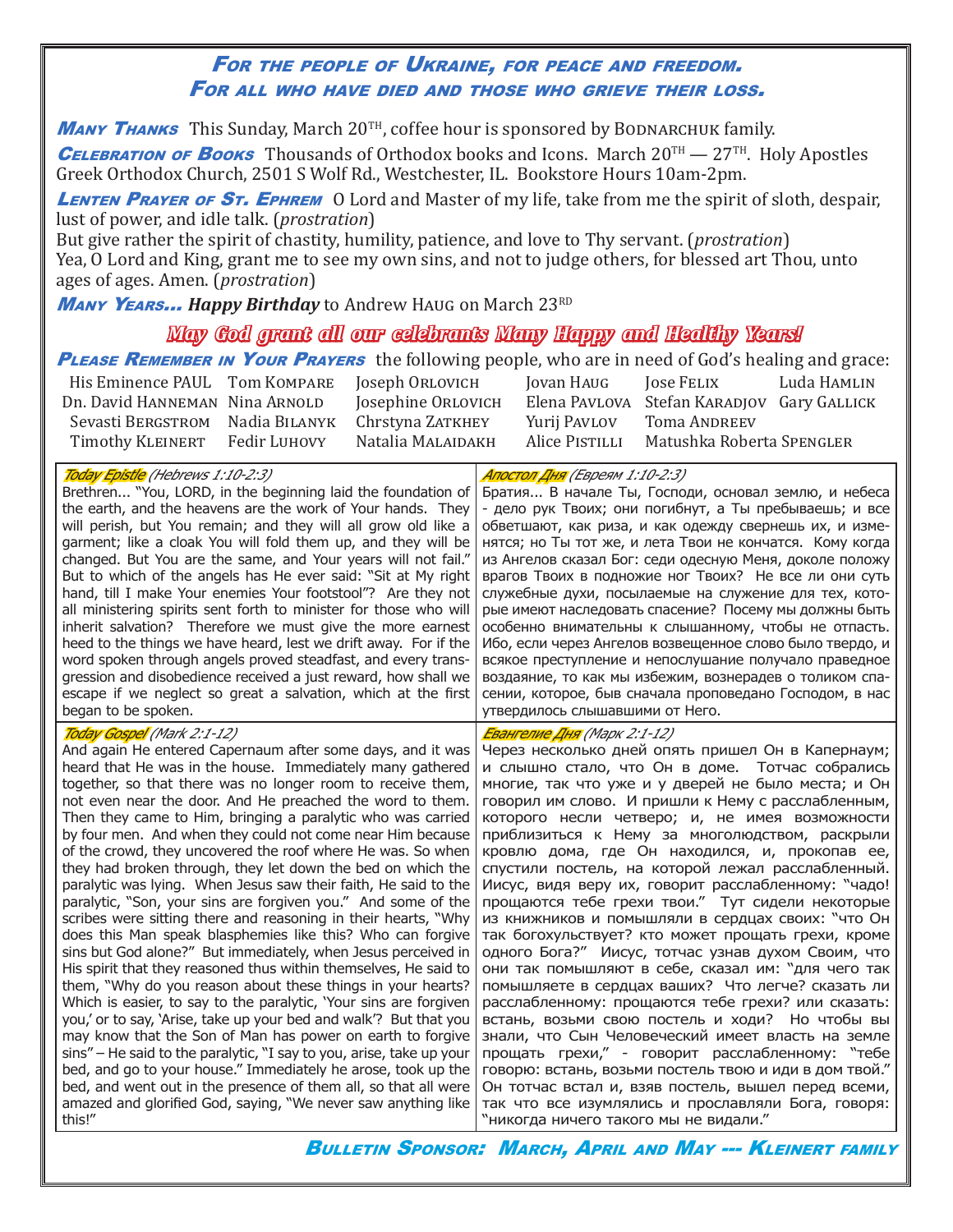## *For the people of Ukraine, for peace and freedom.*
## *For all who have died and those who grieve their loss.*

***Many Thanks*** This Sunday, March 20[TH], coffee hour is sponsored by Bodnarchuk family.

***Celebration of Books*** Thousands of Orthodox books and Icons. March 20[TH] — 27[TH]. Holy Apostles Greek Orthodox Church, 2501 S Wolf Rd., Westchester, IL. Bookstore Hours 10am-2pm.

***Lenten Prayer of St. Ephrem*** O Lord and Master of my life, take from me the spirit of sloth, despair, lust of power, and idle talk. (*prostration*)
But give rather the spirit of chastity, humility, patience, and love to Thy servant. (*prostration*)
Yea, O Lord and King, grant me to see my own sins, and not to judge others, for blessed art Thou, unto ages of ages. Amen. (*prostration*)

***Many Years...*** ***Happy Birthday*** to Andrew Haug on March 23[RD]

***May God grant all our celebrants Many Happy and Healthy Years!***

***Please Remember in Your Prayers*** the following people, who are in need of God's healing and grace:

| | | | | | |
|---|---|---|---|---|---|
| His Eminence PAUL | Tom Kompare | Joseph Orlovich | Jovan Haug | Jose Felix | Luda Hamlin |
| Dn. David Hanneman | Nina Arnold | Josephine Orlovich | Elena Pavlova | Stefan Karadjov | Gary Gallick |
| Sevasti Bergstrom | Nadia Bilanyk | Chrstyna Zatkhey | Yurij Pavlov | Toma Andreev | |
| Timothy Kleinert | Fedir Luhovy | Natalia Malaidakh | Alice Pistilli | Matushka Roberta Spengler | |

*Today Epistle* (Hebrews 1:10-2:3)
Brethren... "You, LORD, in the beginning laid the foundation of the earth, and the heavens are the work of Your hands. They will perish, but You remain; and they will all grow old like a garment; like a cloak You will fold them up, and they will be changed. But You are the same, and Your years will not fail." But to which of the angels has He ever said: "Sit at My right hand, till I make Your enemies Your footstool"? Are they not all ministering spirits sent forth to minister for those who will inherit salvation? Therefore we must give the more earnest heed to the things we have heard, lest we drift away. For if the word spoken through angels proved steadfast, and every transgression and disobedience received a just reward, how shall we escape if we neglect so great a salvation, which at the first began to be spoken.

*Апостол Дня* (Евреям 1:10-2:3)
Братия... В начале Ты, Господи, основал землю, и небеса - дело рук Твоих; они погибнут, а Ты пребываешь; и все обветшают, как риза, и как одежду свернешь их, и изменятся; но Ты тот же, и лета Твои не кончатся. Кому когда из Ангелов сказал Бог: седи одесную Меня, доколе положу врагов Твоих в подножие ног Твоих? Не все ли они суть служебные духи, посылаемые на служение для тех, которые имеют наследовать спасение? Посему мы должны быть особенно внимательны к слышанному, чтобы не отпасть. Ибо, если через Ангелов возвещенное слово было твердо, и всякое преступление и непослушание получало праведное воздаяние, то как мы избежим, вознерадев о толиком спасении, которое, быв сначала проповедано Господом, в нас утвердилось слышавшими от Него.

*Today Gospel* (Mark 2:1-12)
And again He entered Capernaum after some days, and it was heard that He was in the house. Immediately many gathered together, so that there was no longer room to receive them, not even near the door. And He preached the word to them. Then they came to Him, bringing a paralytic who was carried by four men. And when they could not come near Him because of the crowd, they uncovered the roof where He was. So when they had broken through, they let down the bed on which the paralytic was lying. When Jesus saw their faith, He said to the paralytic, "Son, your sins are forgiven you." And some of the scribes were sitting there and reasoning in their hearts, "Why does this Man speak blasphemies like this? Who can forgive sins but God alone?" But immediately, when Jesus perceived in His spirit that they reasoned thus within themselves, He said to them, "Why do you reason about these things in your hearts? Which is easier, to say to the paralytic, 'Your sins are forgiven you,' or to say, 'Arise, take up your bed and walk'? But that you may know that the Son of Man has power on earth to forgive sins" – He said to the paralytic, "I say to you, arise, take up your bed, and go to your house." Immediately he arose, took up the bed, and went out in the presence of them all, so that all were amazed and glorified God, saying, "We never saw anything like this!"

*Евангелие Дня* (Марк 2:1-12)
Через несколько дней опять пришел Он в Капернаум; и слышно стало, что Он в доме. Тотчас собрались многие, так что уже и у дверей не было места; и Он говорил им слово. И пришли к Нему с расслабленным, которого несли четверо; и, не имея возможности приблизиться к Нему за многолюдством, раскрыли кровлю дома, где Он находился, и, прокопав ее, спустили постель, на которой лежал расслабленный. Иисус, видя веру их, говорит расслабленному: "чадо! прощаются тебе грехи твои." Тут сидели некоторые из книжников и помышляли в сердцах своих: "что Он так богохульствует? кто может прощать грехи, кроме одного Бога?" Иисус, тотчас узнав духом Своим, что они так помышляют в себе, сказал им: "для чего так помышляете в сердцах ваших? Что легче? сказать ли расслабленному: прощаются тебе грехи? или сказать: встань, возьми свою постель и ходи? Но чтобы вы знали, что Сын Человеческий имеет власть на земле прощать грехи," - говорит расслабленному: "тебе говорю: встань, возьми постель твою и иди в дом твой." Он тотчас встал и, взяв постель, вышел перед всеми, так что все изумлялись и прославляли Бога, говоря: "никогда ничего такого мы не видали."

***Bulletin Sponsor: March, April and May --- Kleinert family***